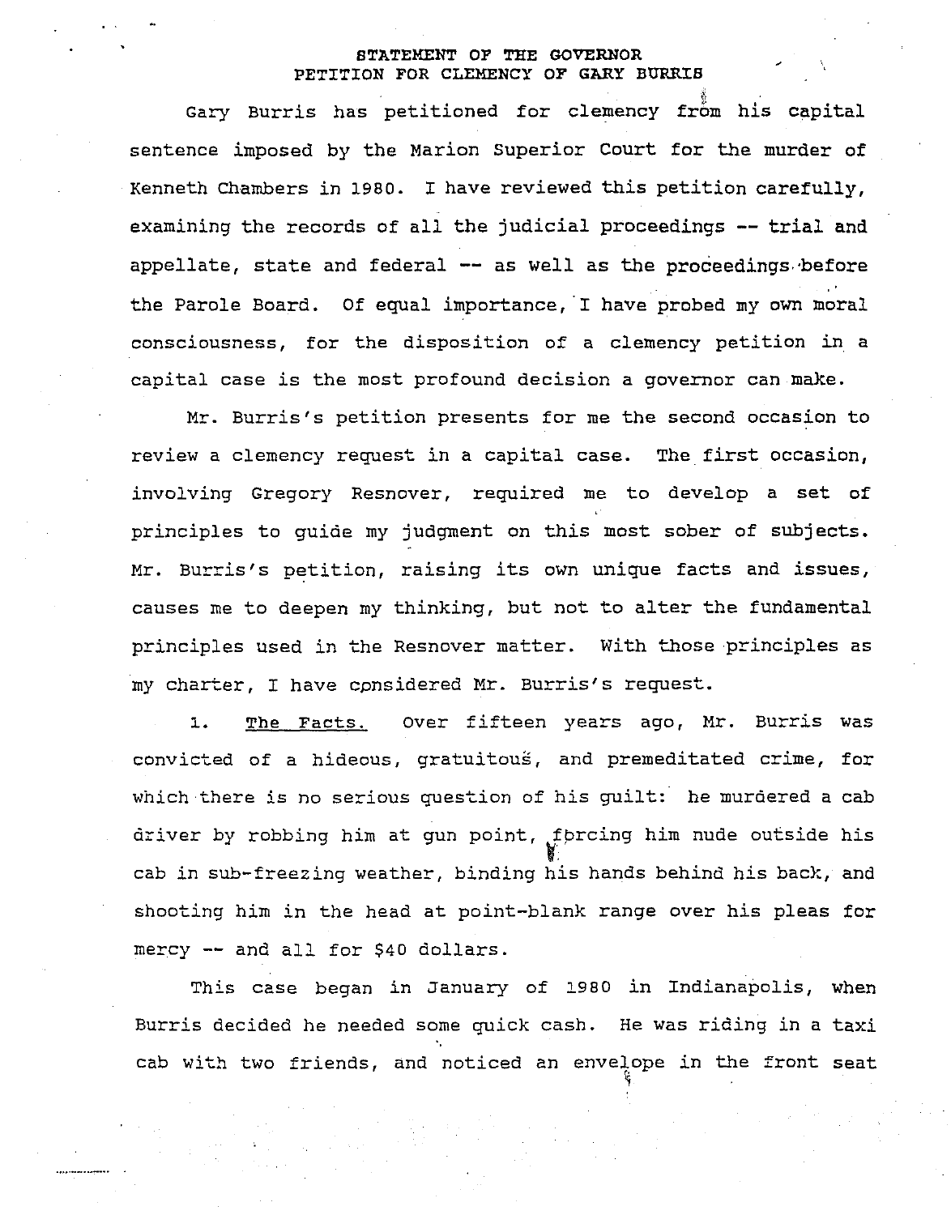# STATEMENT OF THE GOVERNOR
## PETITION FOR CLEMENCY OF GARY BURRIS

Gary Burris has petitioned for clemency from his capital sentence imposed by the Marion Superior Court for the murder of Kenneth Chambers in 1980. I have reviewed this petition carefully, examining the records of all the judicial proceedings -- trial and appellate, state and federal -- as well as the proceedings before the Parole Board. Of equal importance, I have probed my own moral consciousness, for the disposition of a clemency petition in a capital case is the most profound decision a governor can make.

Mr. Burris's petition presents for me the second occasion to review a clemency request in a capital case. The first occasion, involving Gregory Resnover, required me to develop a set of principles to guide my judgment on this most sober of subjects. Mr. Burris's petition, raising its own unique facts and issues, causes me to deepen my thinking, but not to alter the fundamental principles used in the Resnover matter. With those principles as my charter, I have considered Mr. Burris's request.

1. The Facts. Over fifteen years ago, Mr. Burris was convicted of a hideous, gratuitous, and premeditated crime, for which there is no serious question of his guilt: he murdered a cab driver by robbing him at gun point, forcing him nude outside his cab in sub-freezing weather, binding his hands behind his back, and shooting him in the head at point-blank range over his pleas for mercy -- and all for $40 dollars.

This case began in January of 1980 in Indianapolis, when Burris decided he needed some quick cash. He was riding in a taxi cab with two friends, and noticed an envelope in the front seat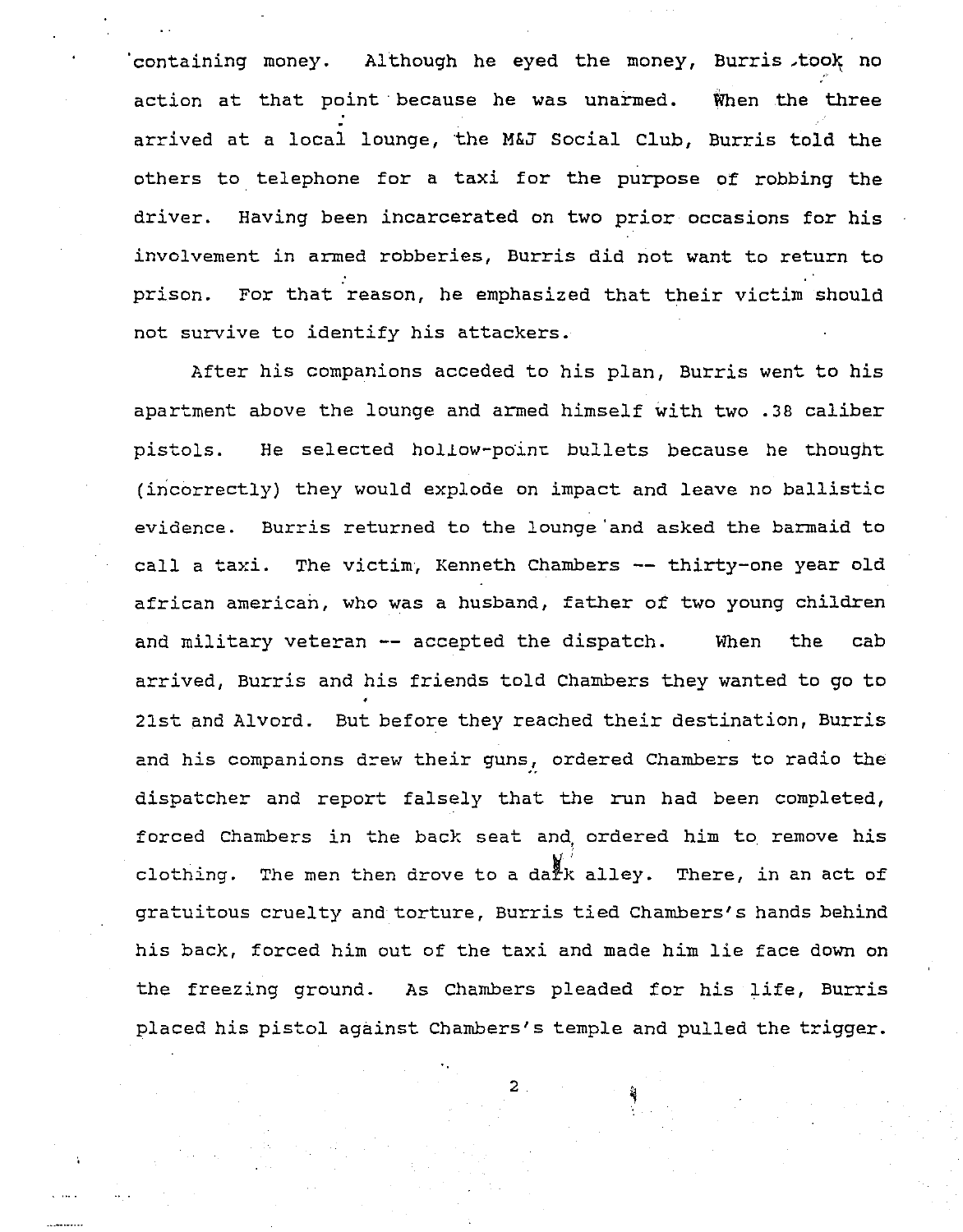containing money. Although he eyed the money, Burris took no action at that point because he was unarmed. When the three arrived at a local lounge, the M&J Social Club, Burris told the others to telephone for a taxi for the purpose of robbing the driver. Having been incarcerated on two prior occasions for his involvement in armed robberies, Burris did not want to return to prison. For that reason, he emphasized that their victim should not survive to identify his attackers.

After his companions acceded to his plan, Burris went to his apartment above the lounge and armed himself with two .38 caliber pistols. He selected hollow-point bullets because he thought (incorrectly) they would explode on impact and leave no ballistic evidence. Burris returned to the lounge and asked the barmaid to call a taxi. The victim, Kenneth Chambers -- thirty-one year old african american, who was a husband, father of two young children and military veteran -- accepted the dispatch. When the cab arrived, Burris and his friends told Chambers they wanted to go to 21st and Alvord. But before they reached their destination, Burris and his companions drew their guns, ordered Chambers to radio the dispatcher and report falsely that the run had been completed, forced Chambers in the back seat and, ordered him to remove his clothing. The men then drove to a dark alley. There, in an act of gratuitous cruelty and torture, Burris tied Chambers's hands behind his back, forced him out of the taxi and made him lie face down on the freezing ground. As Chambers pleaded for his life, Burris placed his pistol against Chambers's temple and pulled the trigger.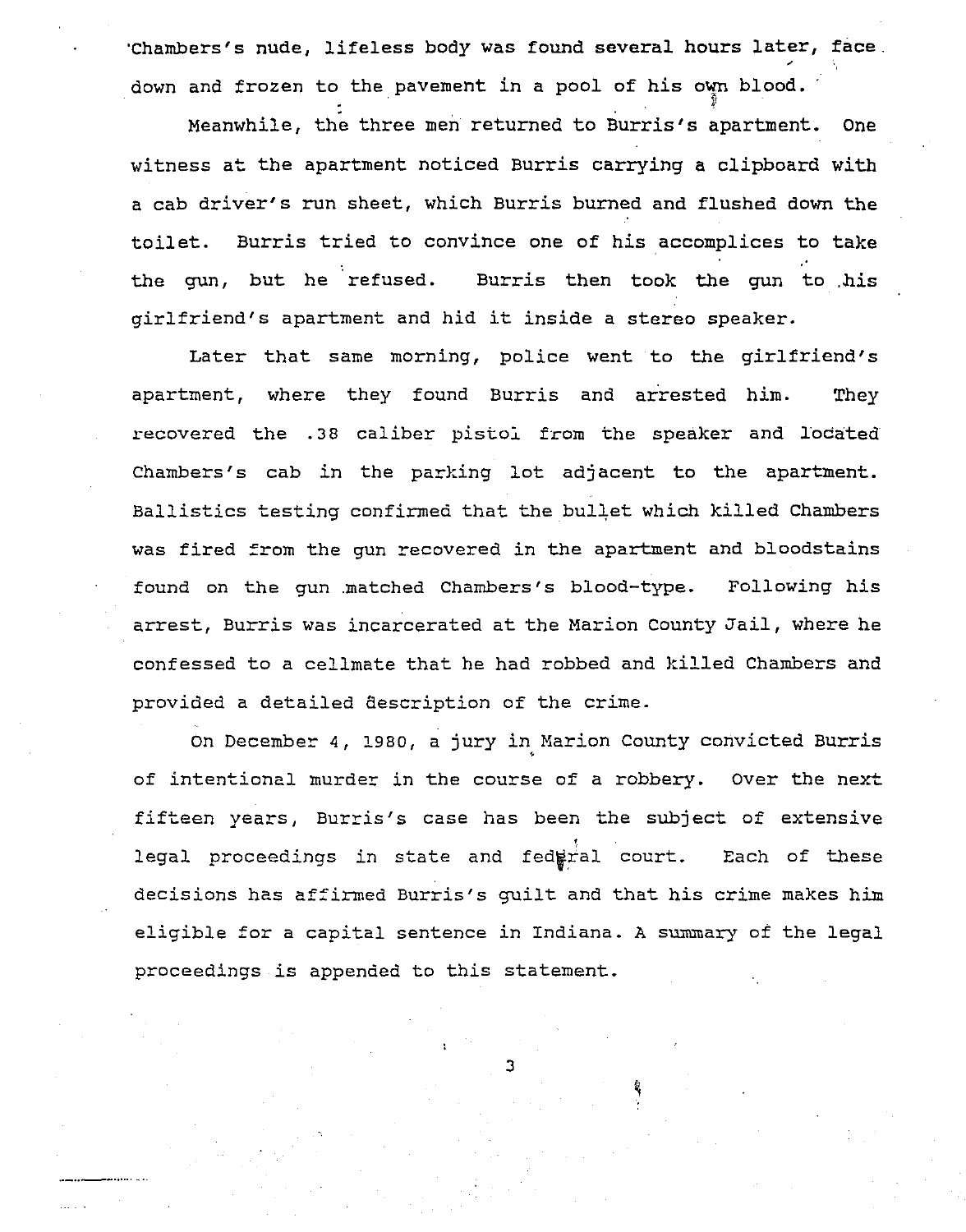Chambers's nude, lifeless body was found several hours later, face down and frozen to the pavement in a pool of his own blood.

Meanwhile, the three men returned to Burris's apartment. One witness at the apartment noticed Burris carrying a clipboard with a cab driver's run sheet, which Burris burned and flushed down the toilet. Burris tried to convince one of his accomplices to take the gun, but he refused. Burris then took the gun to his girlfriend's apartment and hid it inside a stereo speaker.

Later that same morning, police went to the girlfriend's apartment, where they found Burris and arrested him. They recovered the .38 caliber pistol from the speaker and located Chambers's cab in the parking lot adjacent to the apartment. Ballistics testing confirmed that the bullet which killed Chambers was fired from the gun recovered in the apartment and bloodstains found on the gun matched Chambers's blood-type. Following his arrest, Burris was incarcerated at the Marion County Jail, where he confessed to a cellmate that he had robbed and killed Chambers and provided a detailed description of the crime.

On December 4, 1980, a jury in Marion County convicted Burris of intentional murder in the course of a robbery. Over the next fifteen years, Burris's case has been the subject of extensive legal proceedings in state and federal court. Each of these decisions has affirmed Burris's guilt and that his crime makes him eligible for a capital sentence in Indiana. A summary of the legal proceedings is appended to this statement.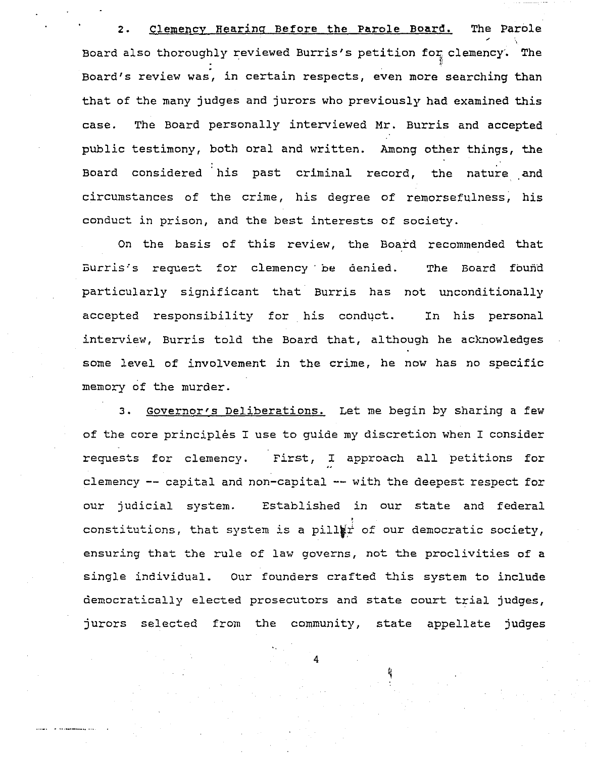2. <u>Clemency Hearing Before the Parole Board.</u> The Parole Board also thoroughly reviewed Burris's petition for clemency. The Board's review was, in certain respects, even more searching than that of the many judges and jurors who previously had examined this case. The Board personally interviewed Mr. Burris and accepted public testimony, both oral and written. Among other things, the Board considered his past criminal record, the nature and circumstances of the crime, his degree of remorsefulness, his conduct in prison, and the best interests of society.

On the basis of this review, the Board recommended that Burris's request for clemency be denied. The Board found particularly significant that Burris has not unconditionally accepted responsibility for his conduct. In his personal interview, Burris told the Board that, although he acknowledges some level of involvement in the crime, he now has no specific memory of the murder.

3. <u>Governor's Deliberations.</u> Let me begin by sharing a few of the core principles I use to guide my discretion when I consider requests for clemency. First, I approach all petitions for clemency -- capital and non-capital -- with the deepest respect for our judicial system. Established in our state and federal constitutions, that system is a pillar of our democratic society, ensuring that the rule of law governs, not the proclivities of a single individual. Our founders crafted this system to include democratically elected prosecutors and state court trial judges, jurors selected from the community, state appellate judges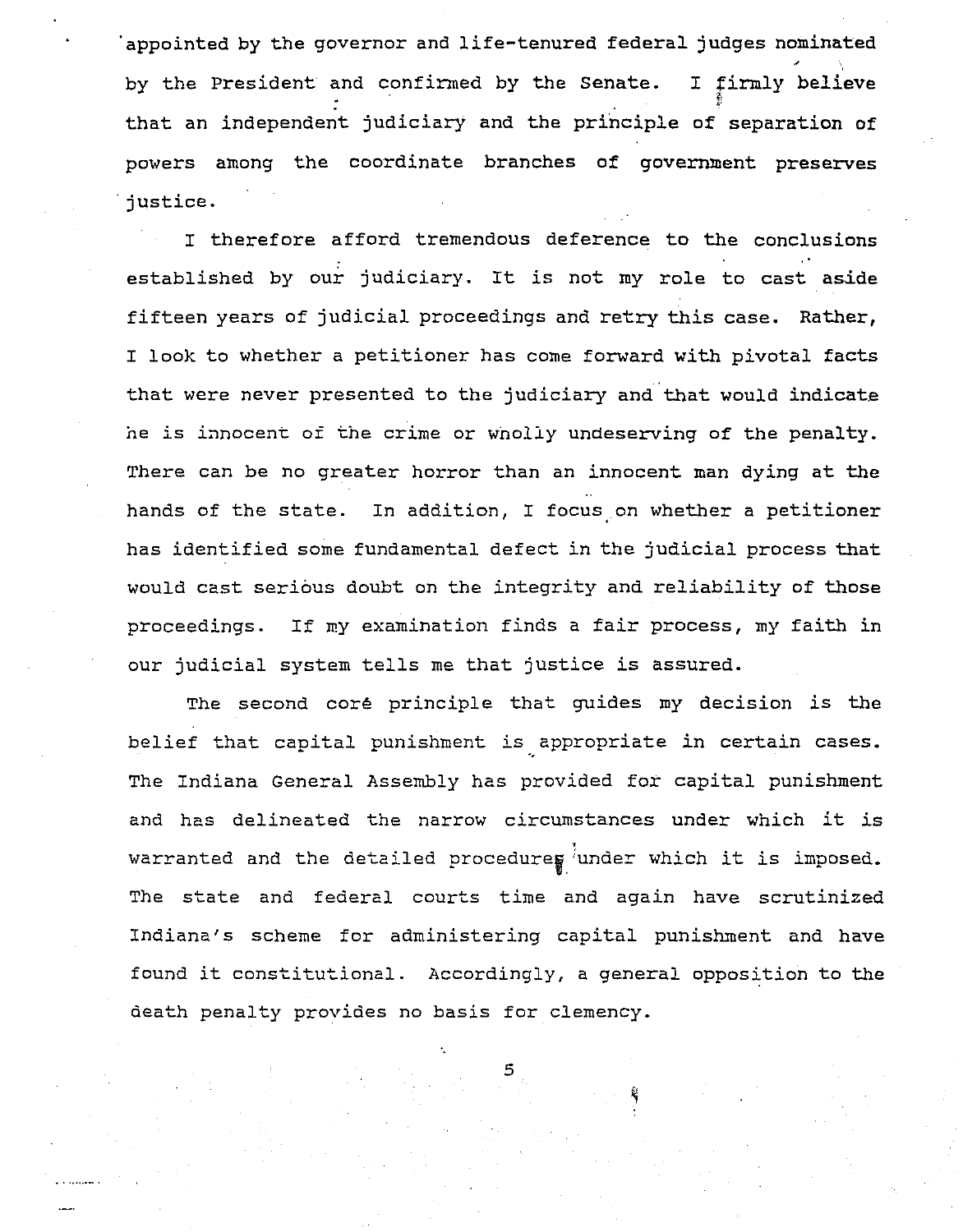appointed by the governor and life-tenured federal judges nominated by the President and confirmed by the Senate. I firmly believe that an independent judiciary and the principle of separation of powers among the coordinate branches of government preserves justice.

I therefore afford tremendous deference to the conclusions established by our judiciary. It is not my role to cast aside fifteen years of judicial proceedings and retry this case. Rather, I look to whether a petitioner has come forward with pivotal facts that were never presented to the judiciary and that would indicate he is innocent of the crime or wholly undeserving of the penalty. There can be no greater horror than an innocent man dying at the hands of the state. In addition, I focus on whether a petitioner has identified some fundamental defect in the judicial process that would cast serious doubt on the integrity and reliability of those proceedings. If my examination finds a fair process, my faith in our judicial system tells me that justice is assured.

The second core principle that guides my decision is the belief that capital punishment is appropriate in certain cases. The Indiana General Assembly has provided for capital punishment and has delineated the narrow circumstances under which it is warranted and the detailed procedures under which it is imposed. The state and federal courts time and again have scrutinized Indiana's scheme for administering capital punishment and have found it constitutional. Accordingly, a general opposition to the death penalty provides no basis for clemency.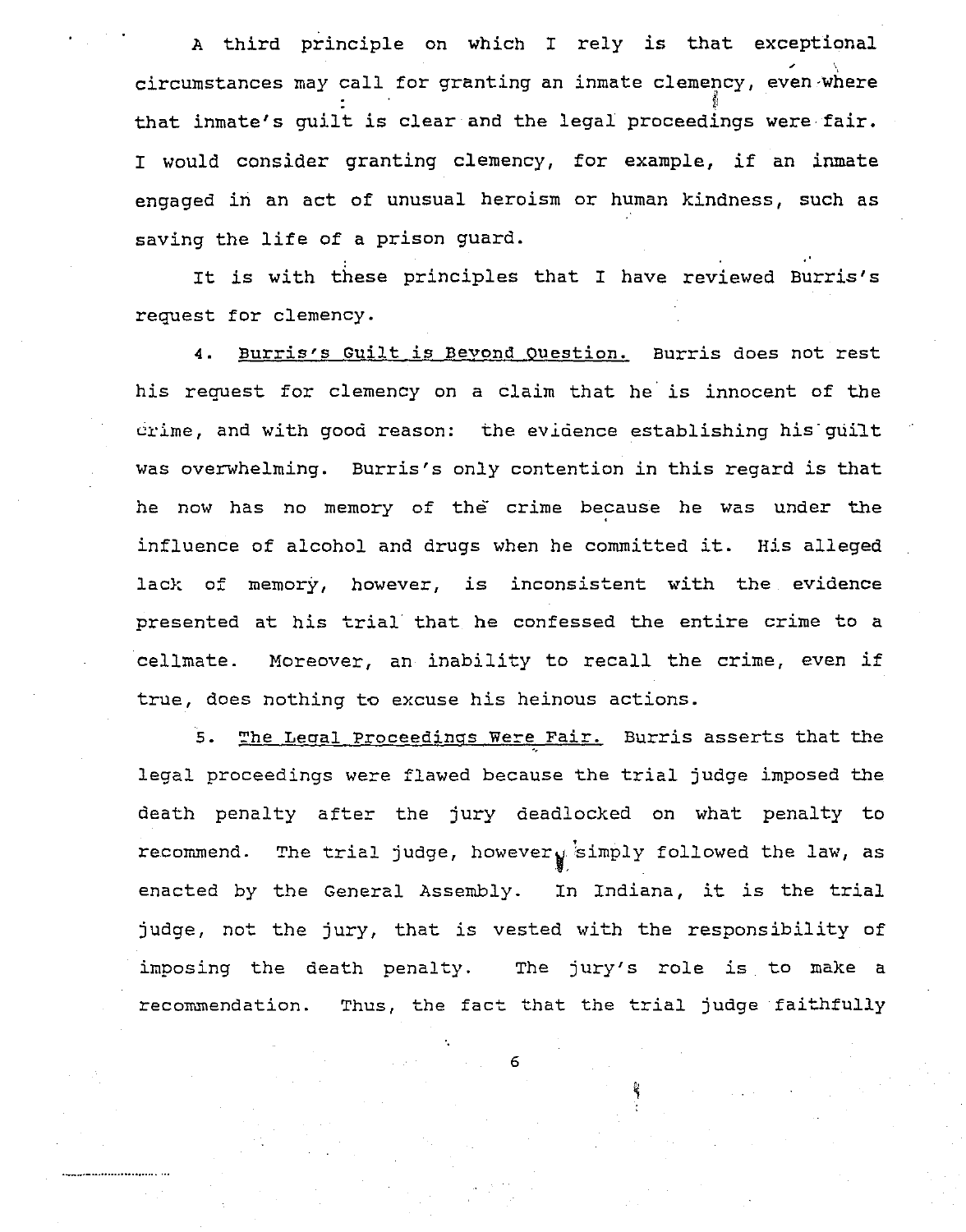A third principle on which I rely is that exceptional circumstances may call for granting an inmate clemency, even where that inmate's guilt is clear and the legal proceedings were fair. I would consider granting clemency, for example, if an inmate engaged in an act of unusual heroism or human kindness, such as saving the life of a prison guard.

It is with these principles that I have reviewed Burris's request for clemency.

4. <u>Burris's Guilt is Beyond Question.</u> Burris does not rest his request for clemency on a claim that he is innocent of the crime, and with good reason: the evidence establishing his guilt was overwhelming. Burris's only contention in this regard is that he now has no memory of the crime because he was under the influence of alcohol and drugs when he committed it. His alleged lack of memory, however, is inconsistent with the evidence presented at his trial that he confessed the entire crime to a cellmate. Moreover, an inability to recall the crime, even if true, does nothing to excuse his heinous actions.

5. <u>The Legal Proceedings Were Fair.</u> Burris asserts that the legal proceedings were flawed because the trial judge imposed the death penalty after the jury deadlocked on what penalty to recommend. The trial judge, however, simply followed the law, as enacted by the General Assembly. In Indiana, it is the trial judge, not the jury, that is vested with the responsibility of imposing the death penalty. The jury's role is to make a recommendation. Thus, the fact that the trial judge faithfully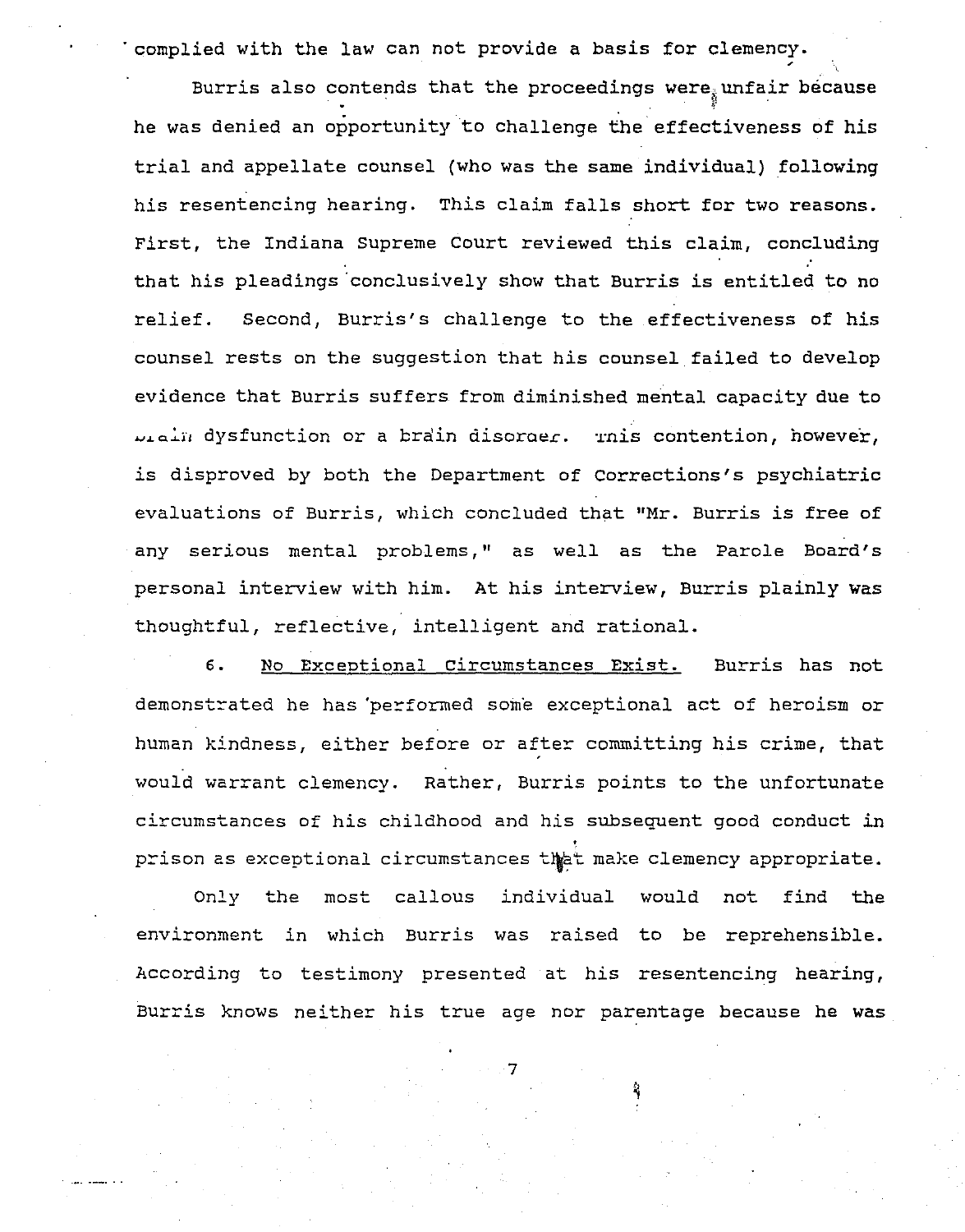complied with the law can not provide a basis for clemency.

Burris also contends that the proceedings were unfair because he was denied an opportunity to challenge the effectiveness of his trial and appellate counsel (who was the same individual) following his resentencing hearing. This claim falls short for two reasons. First, the Indiana Supreme Court reviewed this claim, concluding that his pleadings conclusively show that Burris is entitled to no relief. Second, Burris's challenge to the effectiveness of his counsel rests on the suggestion that his counsel failed to develop evidence that Burris suffers from diminished mental capacity due to brain dysfunction or a brain disorder. This contention, however, is disproved by both the Department of Corrections's psychiatric evaluations of Burris, which concluded that "Mr. Burris is free of any serious mental problems," as well as the Parole Board's personal interview with him. At his interview, Burris plainly was thoughtful, reflective, intelligent and rational.

6. <u>No Exceptional Circumstances Exist.</u> Burris has not demonstrated he has performed some exceptional act of heroism or human kindness, either before or after committing his crime, that would warrant clemency. Rather, Burris points to the unfortunate circumstances of his childhood and his subsequent good conduct in prison as exceptional circumstances that make clemency appropriate.

Only the most callous individual would not find the environment in which Burris was raised to be reprehensible. According to testimony presented at his resentencing hearing, Burris knows neither his true age nor parentage because he was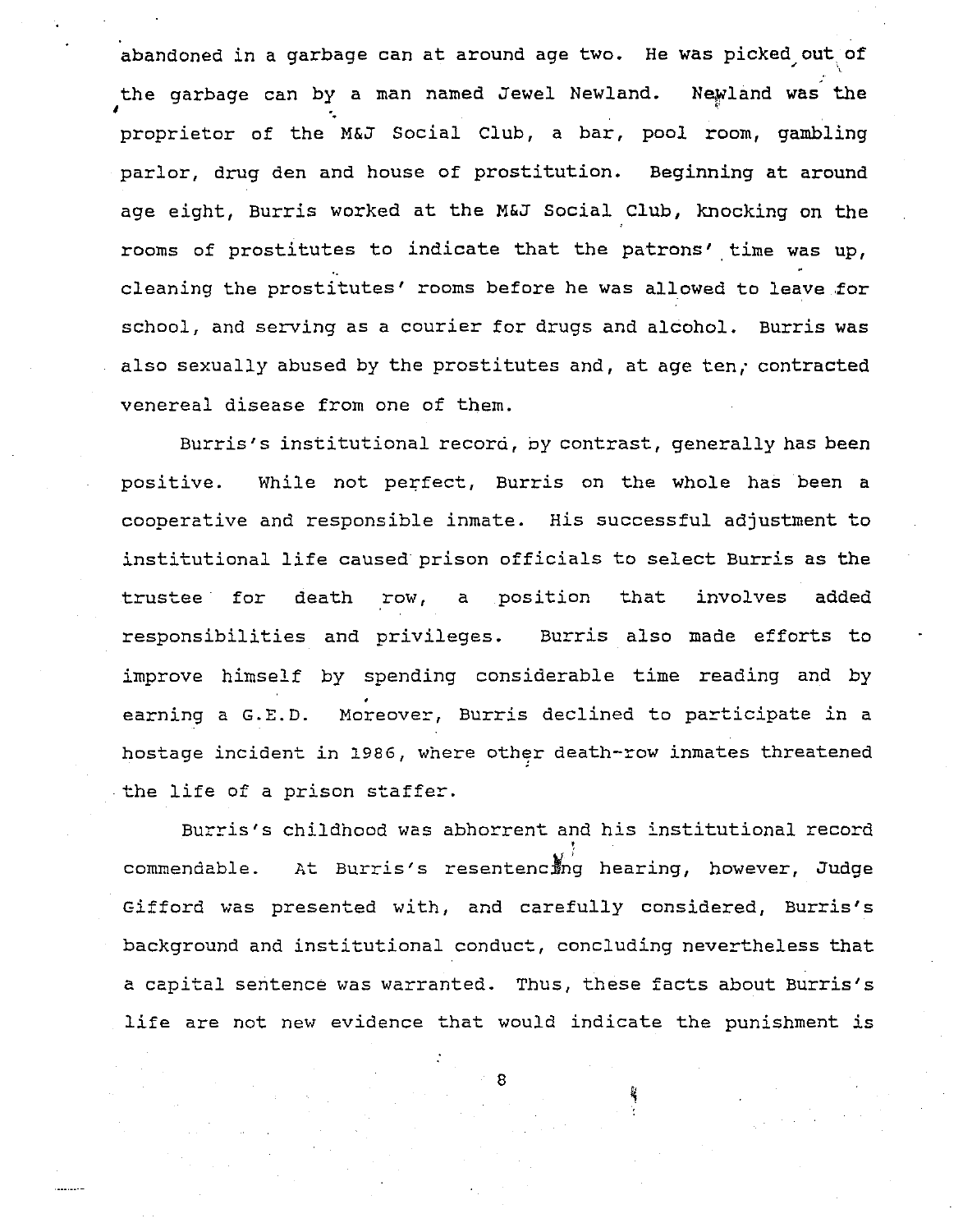abandoned in a garbage can at around age two. He was picked out of the garbage can by a man named Jewel Newland. Newland was the proprietor of the M&J Social Club, a bar, pool room, gambling parlor, drug den and house of prostitution. Beginning at around age eight, Burris worked at the M&J Social Club, knocking on the rooms of prostitutes to indicate that the patrons' time was up, cleaning the prostitutes' rooms before he was allowed to leave for school, and serving as a courier for drugs and alcohol. Burris was also sexually abused by the prostitutes and, at age ten, contracted venereal disease from one of them.

Burris's institutional record, by contrast, generally has been positive. While not perfect, Burris on the whole has been a cooperative and responsible inmate. His successful adjustment to institutional life caused prison officials to select Burris as the trustee for death row, a position that involves added responsibilities and privileges. Burris also made efforts to improve himself by spending considerable time reading and by earning a G.E.D. Moreover, Burris declined to participate in a hostage incident in 1986, where other death-row inmates threatened the life of a prison staffer.

Burris's childhood was abhorrent and his institutional record commendable. At Burris's resentencing hearing, however, Judge Gifford was presented with, and carefully considered, Burris's background and institutional conduct, concluding nevertheless that a capital sentence was warranted. Thus, these facts about Burris's life are not new evidence that would indicate the punishment is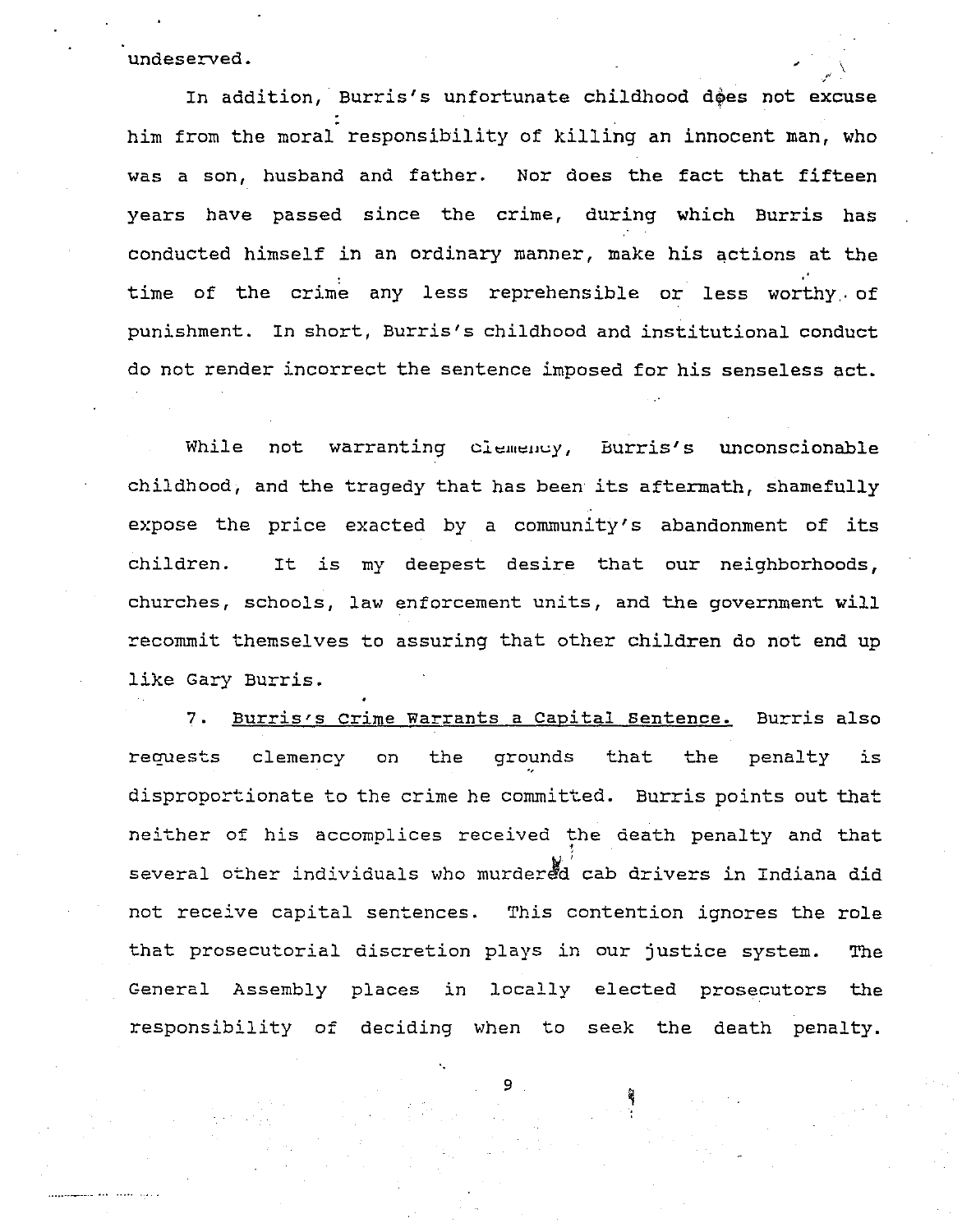undeserved.

In addition, Burris's unfortunate childhood does not excuse him from the moral responsibility of killing an innocent man, who was a son, husband and father. Nor does the fact that fifteen years have passed since the crime, during which Burris has conducted himself in an ordinary manner, make his actions at the time of the crime any less reprehensible or less worthy of punishment. In short, Burris's childhood and institutional conduct do not render incorrect the sentence imposed for his senseless act.

While not warranting clemency, Burris's unconscionable childhood, and the tragedy that has been its aftermath, shamefully expose the price exacted by a community's abandonment of its children. It is my deepest desire that our neighborhoods, churches, schools, law enforcement units, and the government will recommit themselves to assuring that other children do not end up like Gary Burris.

7. <u>Burris's Crime Warrants a Capital Sentence.</u> Burris also requests clemency on the grounds that the penalty is disproportionate to the crime he committed. Burris points out that neither of his accomplices received the death penalty and that several other individuals who murdered cab drivers in Indiana did not receive capital sentences. This contention ignores the role that prosecutorial discretion plays in our justice system. The General Assembly places in locally elected prosecutors the responsibility of deciding when to seek the death penalty.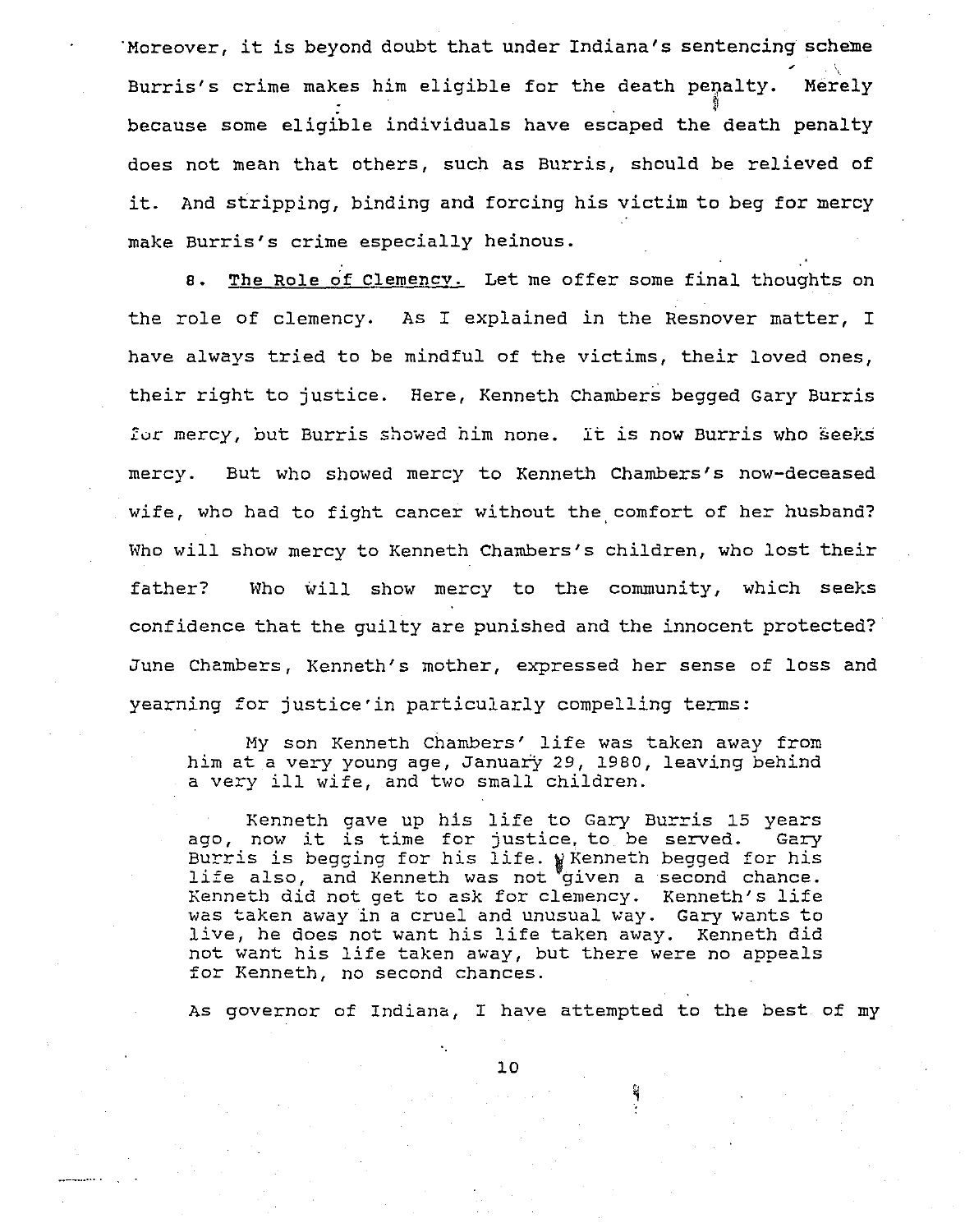Moreover, it is beyond doubt that under Indiana's sentencing scheme Burris's crime makes him eligible for the death penalty. Merely because some eligible individuals have escaped the death penalty does not mean that others, such as Burris, should be relieved of it. And stripping, binding and forcing his victim to beg for mercy make Burris's crime especially heinous.

8. <u>The Role of Clemency.</u> Let me offer some final thoughts on the role of clemency. As I explained in the Resnover matter, I have always tried to be mindful of the victims, their loved ones, their right to justice. Here, Kenneth Chambers begged Gary Burris for mercy, but Burris showed him none. It is now Burris who seeks mercy. But who showed mercy to Kenneth Chambers's now-deceased wife, who had to fight cancer without the comfort of her husband? Who will show mercy to Kenneth Chambers's children, who lost their father? Who will show mercy to the community, which seeks confidence that the guilty are punished and the innocent protected? June Chambers, Kenneth's mother, expressed her sense of loss and yearning for justice in particularly compelling terms:

> My son Kenneth Chambers' life was taken away from him at a very young age, January 29, 1980, leaving behind a very ill wife, and two small children.
>
> Kenneth gave up his life to Gary Burris 15 years ago, now it is time for justice to be served. Gary Burris is begging for his life. Kenneth begged for his life also, and Kenneth was not given a second chance. Kenneth did not get to ask for clemency. Kenneth's life was taken away in a cruel and unusual way. Gary wants to live, he does not want his life taken away. Kenneth did not want his life taken away, but there were no appeals for Kenneth, no second chances.

As governor of Indiana, I have attempted to the best of my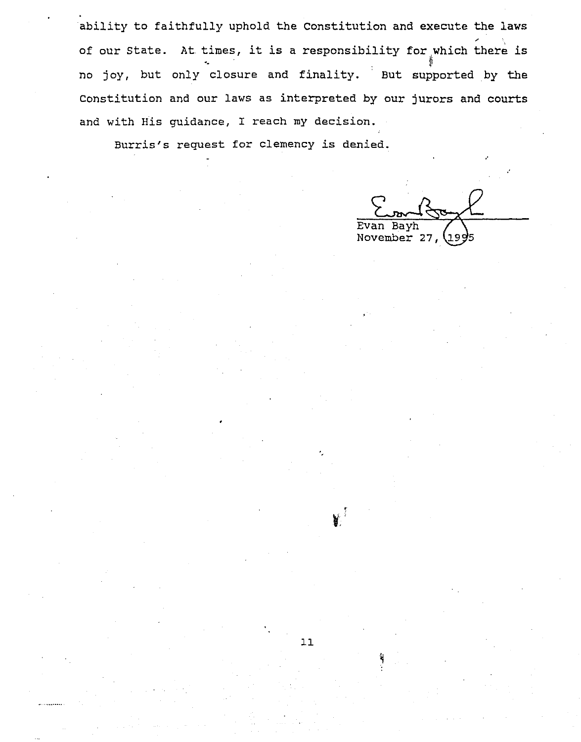ability to faithfully uphold the Constitution and execute the laws of our State. At times, it is a responsibility for which there is no joy, but only closure and finality. But supported by the Constitution and our laws as interpreted by our jurors and courts and with His guidance, I reach my decision.

Burris's request for clemency is denied.

Evan Bayh
November 27, 1995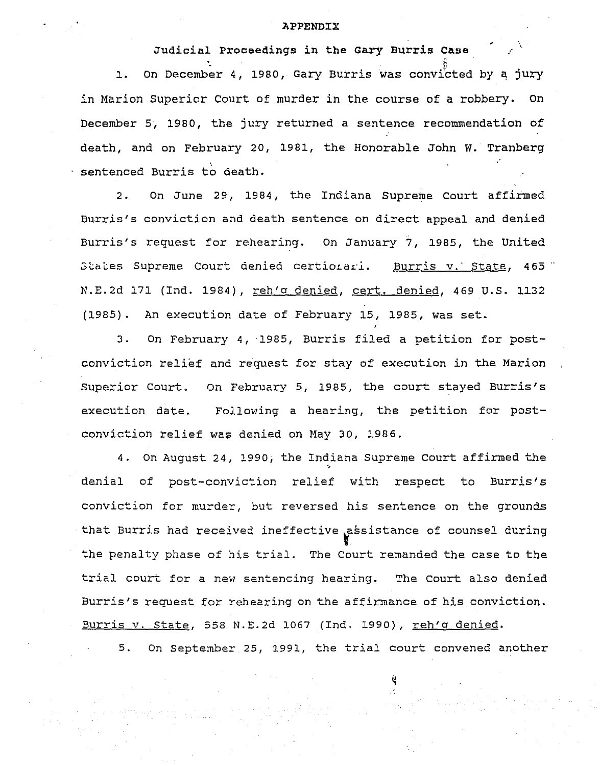# APPENDIX

## Judicial Proceedings in the Gary Burris Case

1. On December 4, 1980, Gary Burris was convicted by a jury in Marion Superior Court of murder in the course of a robbery. On December 5, 1980, the jury returned a sentence recommendation of death, and on February 20, 1981, the Honorable John W. Tranberg sentenced Burris to death.

2. On June 29, 1984, the Indiana Supreme Court affirmed Burris's conviction and death sentence on direct appeal and denied Burris's request for rehearing. On January 7, 1985, the United States Supreme Court denied certiorari. Burris v. State, 465 N.E.2d 171 (Ind. 1984), reh'g denied, cert. denied, 469 U.S. 1132 (1985). An execution date of February 15, 1985, was set.

3. On February 4, 1985, Burris filed a petition for post-conviction relief and request for stay of execution in the Marion Superior Court. On February 5, 1985, the court stayed Burris's execution date. Following a hearing, the petition for post-conviction relief was denied on May 30, 1986.

4. On August 24, 1990, the Indiana Supreme Court affirmed the denial of post-conviction relief with respect to Burris's conviction for murder, but reversed his sentence on the grounds that Burris had received ineffective assistance of counsel during the penalty phase of his trial. The Court remanded the case to the trial court for a new sentencing hearing. The Court also denied Burris's request for rehearing on the affirmance of his conviction. Burris v. State, 558 N.E.2d 1067 (Ind. 1990), reh'g denied.

5. On September 25, 1991, the trial court convened another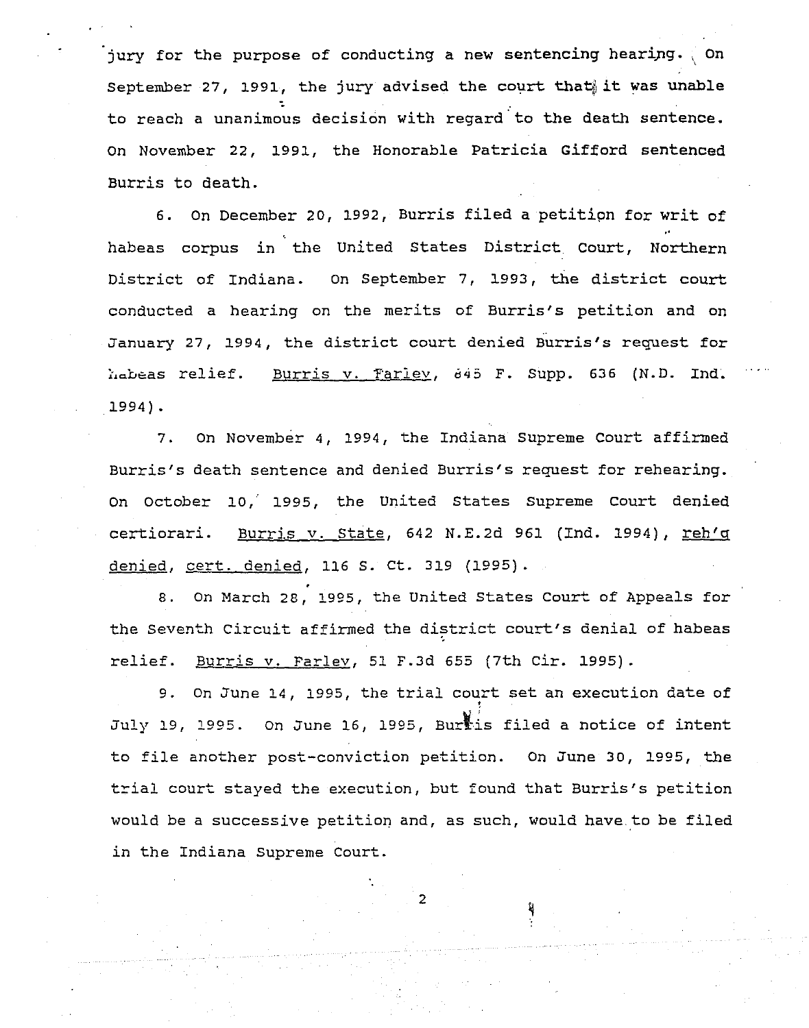jury for the purpose of conducting a new sentencing hearing. On September 27, 1991, the jury advised the court that it was unable to reach a unanimous decision with regard to the death sentence. On November 22, 1991, the Honorable Patricia Gifford sentenced Burris to death.

6. On December 20, 1992, Burris filed a petition for writ of habeas corpus in the United States District Court, Northern District of Indiana. On September 7, 1993, the district court conducted a hearing on the merits of Burris's petition and on January 27, 1994, the district court denied Burris's request for habeas relief. Burris v. Farley, 845 F. Supp. 636 (N.D. Ind. 1994).

7. On November 4, 1994, the Indiana Supreme Court affirmed Burris's death sentence and denied Burris's request for rehearing. On October 10, 1995, the United States Supreme Court denied certiorari. Burris v. State, 642 N.E.2d 961 (Ind. 1994), reh'g denied, cert. denied, 116 S. Ct. 319 (1995).

8. On March 28, 1995, the United States Court of Appeals for the Seventh Circuit affirmed the district court's denial of habeas relief. Burris v. Farley, 51 F.3d 655 (7th Cir. 1995).

9. On June 14, 1995, the trial court set an execution date of July 19, 1995. On June 16, 1995, Burris filed a notice of intent to file another post-conviction petition. On June 30, 1995, the trial court stayed the execution, but found that Burris's petition would be a successive petition and, as such, would have to be filed in the Indiana Supreme Court.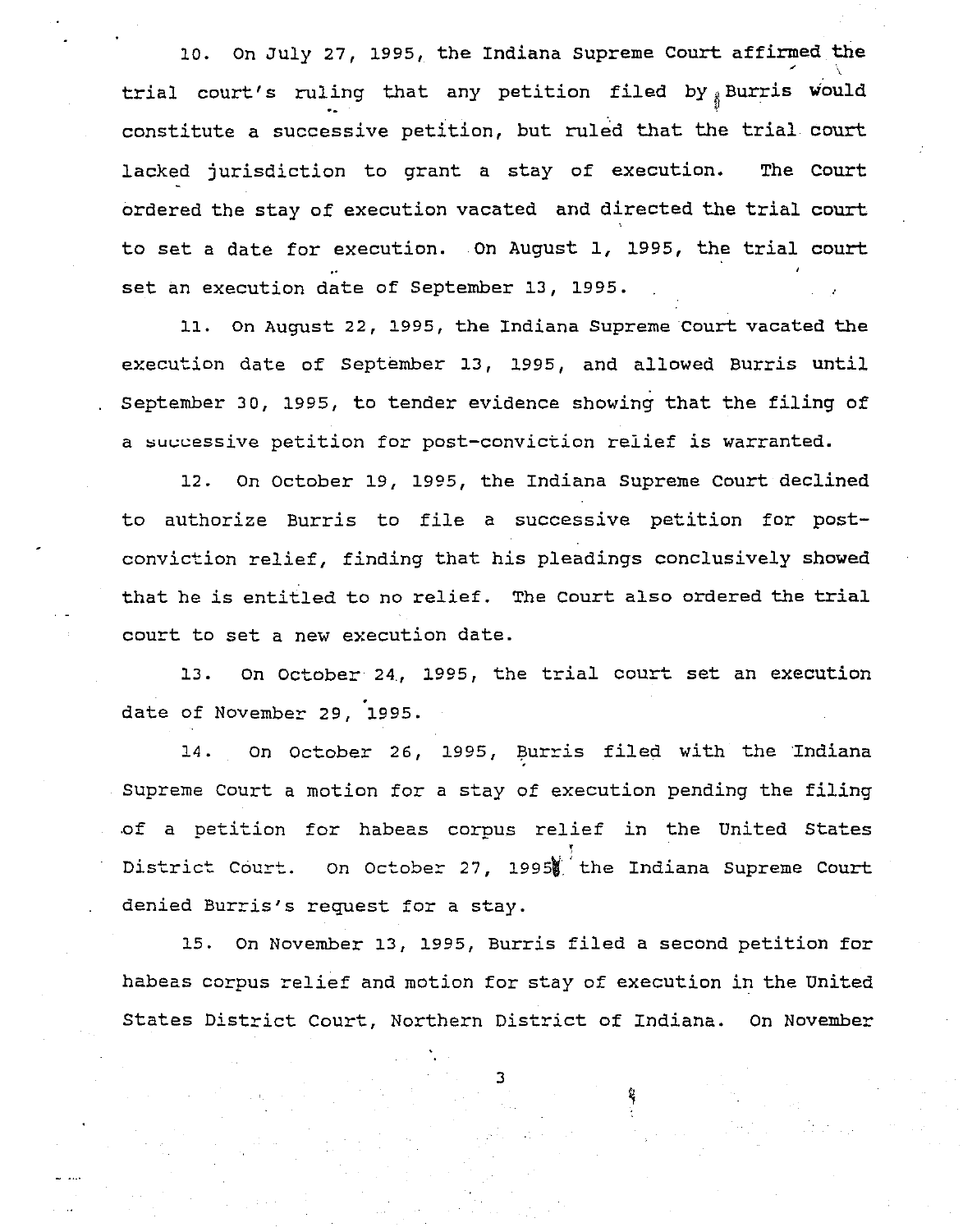10. On July 27, 1995, the Indiana Supreme Court affirmed the trial court's ruling that any petition filed by Burris would constitute a successive petition, but ruled that the trial court lacked jurisdiction to grant a stay of execution. The Court ordered the stay of execution vacated and directed the trial court to set a date for execution. On August 1, 1995, the trial court set an execution date of September 13, 1995.

11. On August 22, 1995, the Indiana Supreme Court vacated the execution date of September 13, 1995, and allowed Burris until September 30, 1995, to tender evidence showing that the filing of a successive petition for post-conviction relief is warranted.

12. On October 19, 1995, the Indiana Supreme Court declined to authorize Burris to file a successive petition for post-conviction relief, finding that his pleadings conclusively showed that he is entitled to no relief. The Court also ordered the trial court to set a new execution date.

13. On October 24, 1995, the trial court set an execution date of November 29, 1995.

14. On October 26, 1995, Burris filed with the Indiana Supreme Court a motion for a stay of execution pending the filing of a petition for habeas corpus relief in the United States District Court. On October 27, 1995, the Indiana Supreme Court denied Burris's request for a stay.

15. On November 13, 1995, Burris filed a second petition for habeas corpus relief and motion for stay of execution in the United States District Court, Northern District of Indiana. On November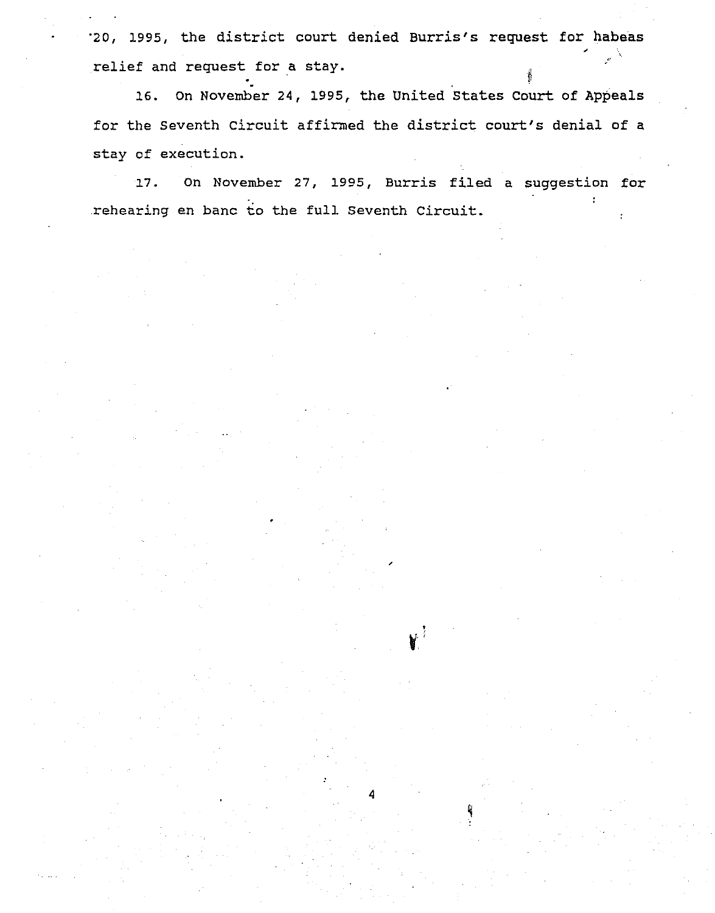20, 1995, the district court denied Burris's request for habeas relief and request for a stay.

16. On November 24, 1995, the United States Court of Appeals for the Seventh Circuit affirmed the district court's denial of a stay of execution.

17. On November 27, 1995, Burris filed a suggestion for rehearing en banc to the full Seventh Circuit.